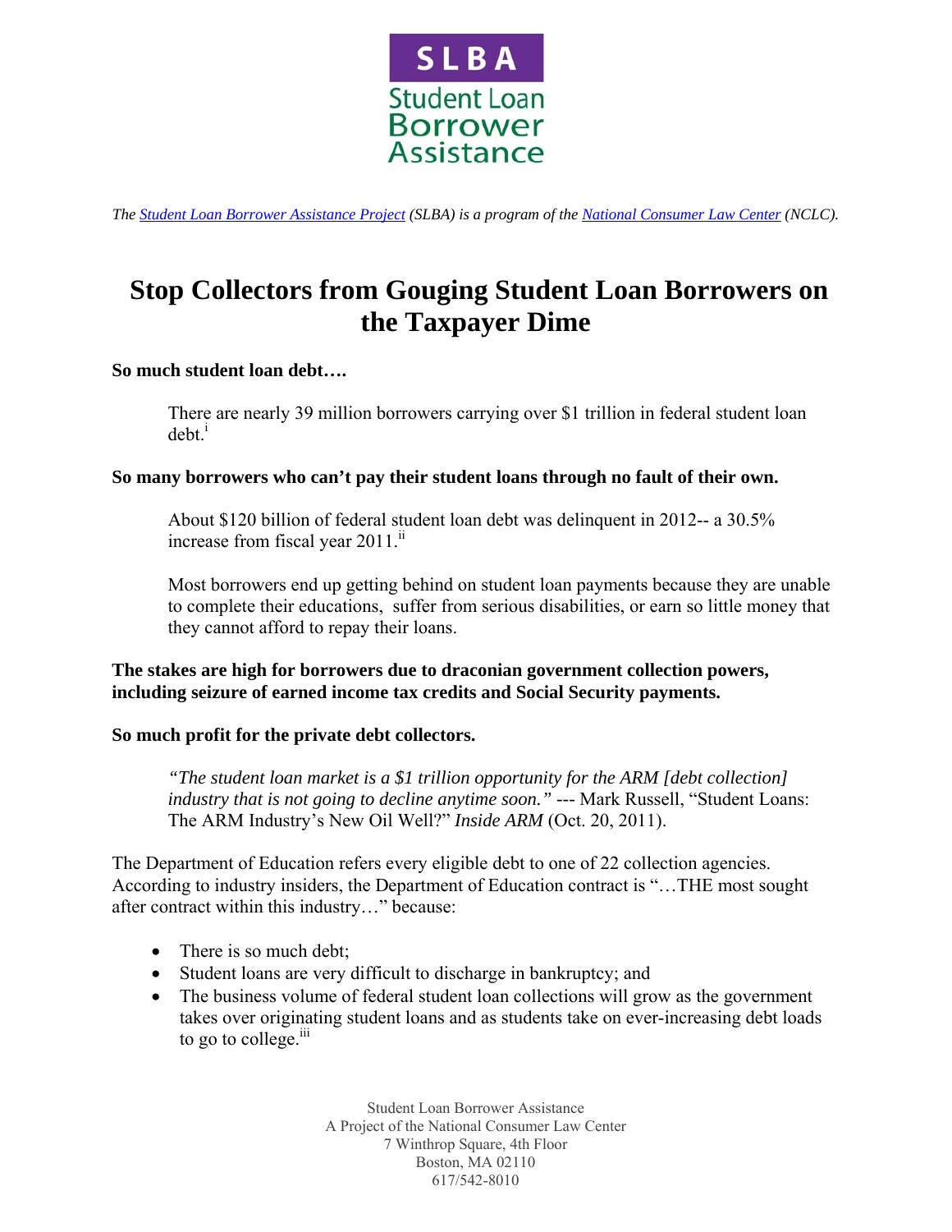SLBA
Student Loan Borrower Assistance

*The Student Loan Borrower Assistance Project (SLBA) is a program of the National Consumer Law Center (NCLC).*

# Stop Collectors from Gouging Student Loan Borrowers on the Taxpayer Dime

**So much student loan debt….**

There are nearly 39 million borrowers carrying over $1 trillion in federal student loan debt.[i]

**So many borrowers who can't pay their student loans through no fault of their own.**

About $120 billion of federal student loan debt was delinquent in 2012-- a 30.5% increase from fiscal year 2011.[ii]

Most borrowers end up getting behind on student loan payments because they are unable to complete their educations, suffer from serious disabilities, or earn so little money that they cannot afford to repay their loans.

**The stakes are high for borrowers due to draconian government collection powers, including seizure of earned income tax credits and Social Security payments.**

**So much profit for the private debt collectors.**

*"The student loan market is a $1 trillion opportunity for the ARM [debt collection] industry that is not going to decline anytime soon."* --- Mark Russell, "Student Loans: The ARM Industry's New Oil Well?" *Inside ARM* (Oct. 20, 2011).

The Department of Education refers every eligible debt to one of 22 collection agencies. According to industry insiders, the Department of Education contract is "…THE most sought after contract within this industry…" because:

- There is so much debt;
- Student loans are very difficult to discharge in bankruptcy; and
- The business volume of federal student loan collections will grow as the government takes over originating student loans and as students take on ever-increasing debt loads to go to college.[iii]

Student Loan Borrower Assistance
A Project of the National Consumer Law Center
7 Winthrop Square, 4th Floor
Boston, MA 02110
617/542-8010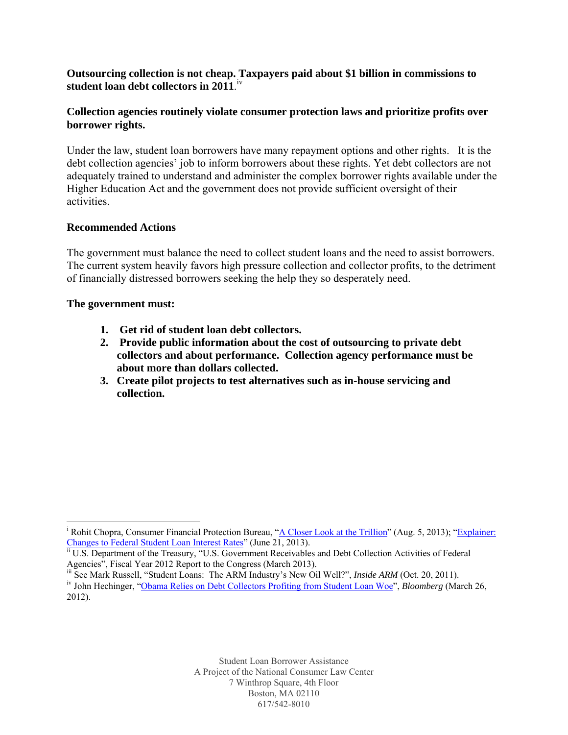**Outsourcing collection is not cheap. Taxpayers paid about $1 billion in commissions to student loan debt collectors in 2011**.[iv]

**Collection agencies routinely violate consumer protection laws and prioritize profits over borrower rights.**

Under the law, student loan borrowers have many repayment options and other rights. It is the debt collection agencies' job to inform borrowers about these rights. Yet debt collectors are not adequately trained to understand and administer the complex borrower rights available under the Higher Education Act and the government does not provide sufficient oversight of their activities.

**Recommended Actions**

The government must balance the need to collect student loans and the need to assist borrowers. The current system heavily favors high pressure collection and collector profits, to the detriment of financially distressed borrowers seeking the help they so desperately need.

**The government must:**

1. **Get rid of student loan debt collectors.**
2. **Provide public information about the cost of outsourcing to private debt collectors and about performance. Collection agency performance must be about more than dollars collected.**
3. **Create pilot projects to test alternatives such as in-house servicing and collection.**

---

[i] Rohit Chopra, Consumer Financial Protection Bureau, "A Closer Look at the Trillion" (Aug. 5, 2013); "Explainer: Changes to Federal Student Loan Interest Rates" (June 21, 2013).

[ii] U.S. Department of the Treasury, "U.S. Government Receivables and Debt Collection Activities of Federal Agencies", Fiscal Year 2012 Report to the Congress (March 2013).

[iii] See Mark Russell, "Student Loans: The ARM Industry's New Oil Well?", *Inside ARM* (Oct. 20, 2011).

[iv] John Hechinger, "Obama Relies on Debt Collectors Profiting from Student Loan Woe", *Bloomberg* (March 26, 2012).

Student Loan Borrower Assistance
A Project of the National Consumer Law Center
7 Winthrop Square, 4th Floor
Boston, MA 02110
617/542-8010